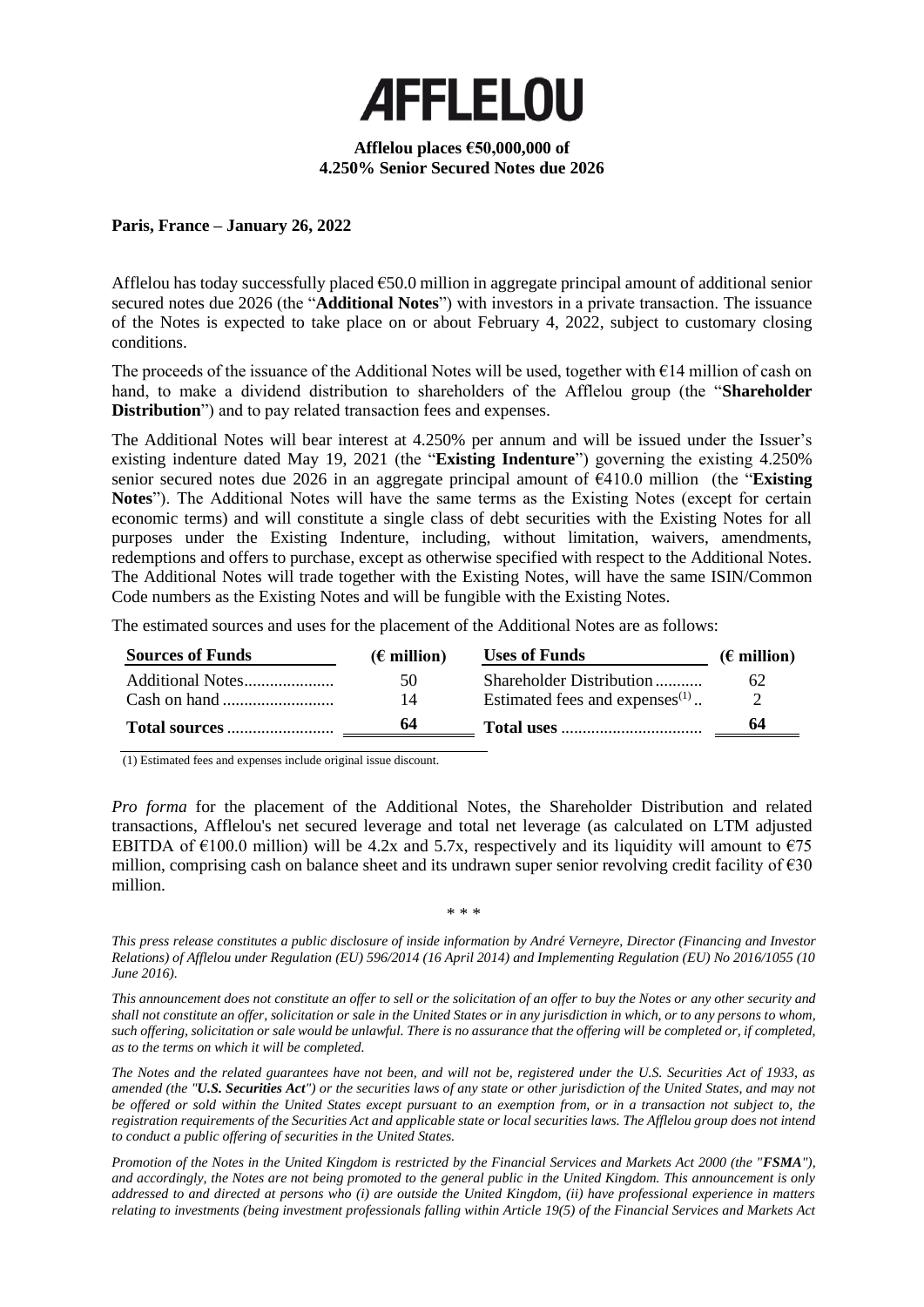# AFFLELOU

**Afflelou places €50,000,000 of 4.250% Senior Secured Notes due 2026**

**Paris, France – January 26, 2022**

Afflelou has today successfully placed €50.0 million in aggregate principal amount of additional senior secured notes due 2026 (the "**Additional Notes**") with investors in a private transaction. The issuance of the Notes is expected to take place on or about February 4, 2022, subject to customary closing conditions.

The proceeds of the issuance of the Additional Notes will be used, together with €14 million of cash on hand, to make a dividend distribution to shareholders of the Afflelou group (the "**Shareholder Distribution**") and to pay related transaction fees and expenses.

The Additional Notes will bear interest at 4.250% per annum and will be issued under the Issuer's existing indenture dated May 19, 2021 (the "**Existing Indenture**") governing the existing 4.250% senior secured notes due 2026 in an aggregate principal amount of €410.0 million (the "**Existing Notes**"). The Additional Notes will have the same terms as the Existing Notes (except for certain economic terms) and will constitute a single class of debt securities with the Existing Notes for all purposes under the Existing Indenture, including, without limitation, waivers, amendments, redemptions and offers to purchase, except as otherwise specified with respect to the Additional Notes. The Additional Notes will trade together with the Existing Notes, will have the same ISIN/Common Code numbers as the Existing Notes and will be fungible with the Existing Notes.

The estimated sources and uses for the placement of the Additional Notes are as follows:

| Sources of Funds | (€ million) | Uses of Funds | (€ million) |
|---|---|---|---|
| Additional Notes | 50 | Shareholder Distribution | 62 |
| Cash on hand | 14 | Estimated fees and expenses[(1)] | 2 |
| **Total sources** | **64** | **Total uses** | **64** |

(1) Estimated fees and expenses include original issue discount.

*Pro forma* for the placement of the Additional Notes, the Shareholder Distribution and related transactions, Afflelou's net secured leverage and total net leverage (as calculated on LTM adjusted EBITDA of €100.0 million) will be 4.2x and 5.7x, respectively and its liquidity will amount to €75 million, comprising cash on balance sheet and its undrawn super senior revolving credit facility of €30 million.

\* \* \*

*This press release constitutes a public disclosure of inside information by André Verneyre, Director (Financing and Investor Relations) of Afflelou under Regulation (EU) 596/2014 (16 April 2014) and Implementing Regulation (EU) No 2016/1055 (10 June 2016).*

*This announcement does not constitute an offer to sell or the solicitation of an offer to buy the Notes or any other security and shall not constitute an offer, solicitation or sale in the United States or in any jurisdiction in which, or to any persons to whom, such offering, solicitation or sale would be unlawful. There is no assurance that the offering will be completed or, if completed, as to the terms on which it will be completed.*

*The Notes and the related guarantees have not been, and will not be, registered under the U.S. Securities Act of 1933, as amended (the "**U.S. Securities Act**") or the securities laws of any state or other jurisdiction of the United States, and may not be offered or sold within the United States except pursuant to an exemption from, or in a transaction not subject to, the registration requirements of the Securities Act and applicable state or local securities laws. The Afflelou group does not intend to conduct a public offering of securities in the United States.*

*Promotion of the Notes in the United Kingdom is restricted by the Financial Services and Markets Act 2000 (the "**FSMA**"), and accordingly, the Notes are not being promoted to the general public in the United Kingdom. This announcement is only addressed to and directed at persons who (i) are outside the United Kingdom, (ii) have professional experience in matters relating to investments (being investment professionals falling within Article 19(5) of the Financial Services and Markets Act*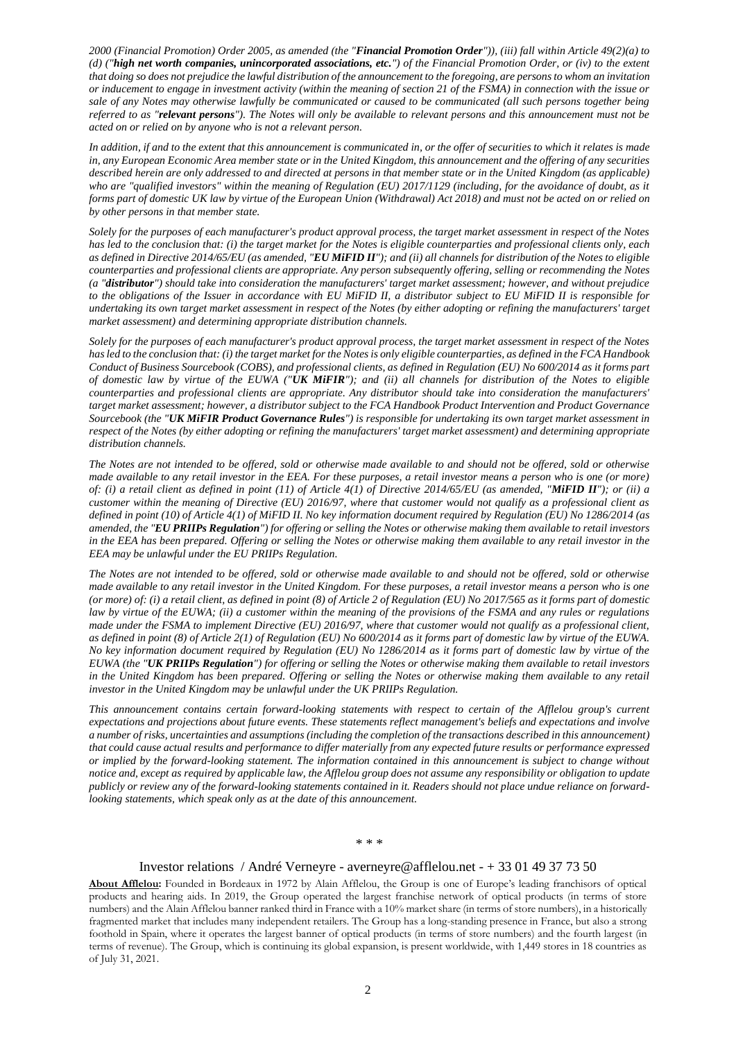*2000 (Financial Promotion) Order 2005, as amended (the "**Financial Promotion Order**")), (iii) fall within Article 49(2)(a) to (d) ("**high net worth companies, unincorporated associations, etc.**") of the Financial Promotion Order, or (iv) to the extent that doing so does not prejudice the lawful distribution of the announcement to the foregoing, are persons to whom an invitation or inducement to engage in investment activity (within the meaning of section 21 of the FSMA) in connection with the issue or sale of any Notes may otherwise lawfully be communicated or caused to be communicated (all such persons together being referred to as "**relevant persons**"). The Notes will only be available to relevant persons and this announcement must not be acted on or relied on by anyone who is not a relevant person.*

*In addition, if and to the extent that this announcement is communicated in, or the offer of securities to which it relates is made in, any European Economic Area member state or in the United Kingdom, this announcement and the offering of any securities described herein are only addressed to and directed at persons in that member state or in the United Kingdom (as applicable) who are "qualified investors" within the meaning of Regulation (EU) 2017/1129 (including, for the avoidance of doubt, as it forms part of domestic UK law by virtue of the European Union (Withdrawal) Act 2018) and must not be acted on or relied on by other persons in that member state.*

*Solely for the purposes of each manufacturer's product approval process, the target market assessment in respect of the Notes has led to the conclusion that: (i) the target market for the Notes is eligible counterparties and professional clients only, each as defined in Directive 2014/65/EU (as amended, "**EU MiFID II**"); and (ii) all channels for distribution of the Notes to eligible counterparties and professional clients are appropriate. Any person subsequently offering, selling or recommending the Notes (a "**distributor**") should take into consideration the manufacturers' target market assessment; however, and without prejudice to the obligations of the Issuer in accordance with EU MiFID II, a distributor subject to EU MiFID II is responsible for undertaking its own target market assessment in respect of the Notes (by either adopting or refining the manufacturers' target market assessment) and determining appropriate distribution channels.*

*Solely for the purposes of each manufacturer's product approval process, the target market assessment in respect of the Notes has led to the conclusion that: (i) the target market for the Notes is only eligible counterparties, as defined in the FCA Handbook Conduct of Business Sourcebook (COBS), and professional clients, as defined in Regulation (EU) No 600/2014 as it forms part of domestic law by virtue of the EUWA ("**UK MiFIR**"); and (ii) all channels for distribution of the Notes to eligible counterparties and professional clients are appropriate. Any distributor should take into consideration the manufacturers' target market assessment; however, a distributor subject to the FCA Handbook Product Intervention and Product Governance Sourcebook (the "**UK MiFIR Product Governance Rules**") is responsible for undertaking its own target market assessment in respect of the Notes (by either adopting or refining the manufacturers' target market assessment) and determining appropriate distribution channels.*

*The Notes are not intended to be offered, sold or otherwise made available to and should not be offered, sold or otherwise made available to any retail investor in the EEA. For these purposes, a retail investor means a person who is one (or more) of: (i) a retail client as defined in point (11) of Article 4(1) of Directive 2014/65/EU (as amended, "**MiFID II**"); or (ii) a customer within the meaning of Directive (EU) 2016/97, where that customer would not qualify as a professional client as defined in point (10) of Article 4(1) of MiFID II. No key information document required by Regulation (EU) No 1286/2014 (as amended, the "**EU PRIIPs Regulation**") for offering or selling the Notes or otherwise making them available to retail investors in the EEA has been prepared. Offering or selling the Notes or otherwise making them available to any retail investor in the EEA may be unlawful under the EU PRIIPs Regulation.*

*The Notes are not intended to be offered, sold or otherwise made available to and should not be offered, sold or otherwise made available to any retail investor in the United Kingdom. For these purposes, a retail investor means a person who is one (or more) of: (i) a retail client, as defined in point (8) of Article 2 of Regulation (EU) No 2017/565 as it forms part of domestic law by virtue of the EUWA; (ii) a customer within the meaning of the provisions of the FSMA and any rules or regulations made under the FSMA to implement Directive (EU) 2016/97, where that customer would not qualify as a professional client, as defined in point (8) of Article 2(1) of Regulation (EU) No 600/2014 as it forms part of domestic law by virtue of the EUWA. No key information document required by Regulation (EU) No 1286/2014 as it forms part of domestic law by virtue of the EUWA (the "**UK PRIIPs Regulation**") for offering or selling the Notes or otherwise making them available to retail investors in the United Kingdom has been prepared. Offering or selling the Notes or otherwise making them available to any retail investor in the United Kingdom may be unlawful under the UK PRIIPs Regulation.*

*This announcement contains certain forward-looking statements with respect to certain of the Afflelou group's current expectations and projections about future events. These statements reflect management's beliefs and expectations and involve a number of risks, uncertainties and assumptions (including the completion of the transactions described in this announcement) that could cause actual results and performance to differ materially from any expected future results or performance expressed or implied by the forward-looking statement. The information contained in this announcement is subject to change without notice and, except as required by applicable law, the Afflelou group does not assume any responsibility or obligation to update publicly or review any of the forward-looking statements contained in it. Readers should not place undue reliance on forward-looking statements, which speak only as at the date of this announcement.*

\* \* \*

Investor relations / André Verneyre - averneyre@afflelou.net - + 33 01 49 37 73 50

**About Afflelou:** Founded in Bordeaux in 1972 by Alain Afflelou, the Group is one of Europe's leading franchisors of optical products and hearing aids. In 2019, the Group operated the largest franchise network of optical products (in terms of store numbers) and the Alain Afflelou banner ranked third in France with a 10% market share (in terms of store numbers), in a historically fragmented market that includes many independent retailers. The Group has a long-standing presence in France, but also a strong foothold in Spain, where it operates the largest banner of optical products (in terms of store numbers) and the fourth largest (in terms of revenue). The Group, which is continuing its global expansion, is present worldwide, with 1,449 stores in 18 countries as of July 31, 2021.